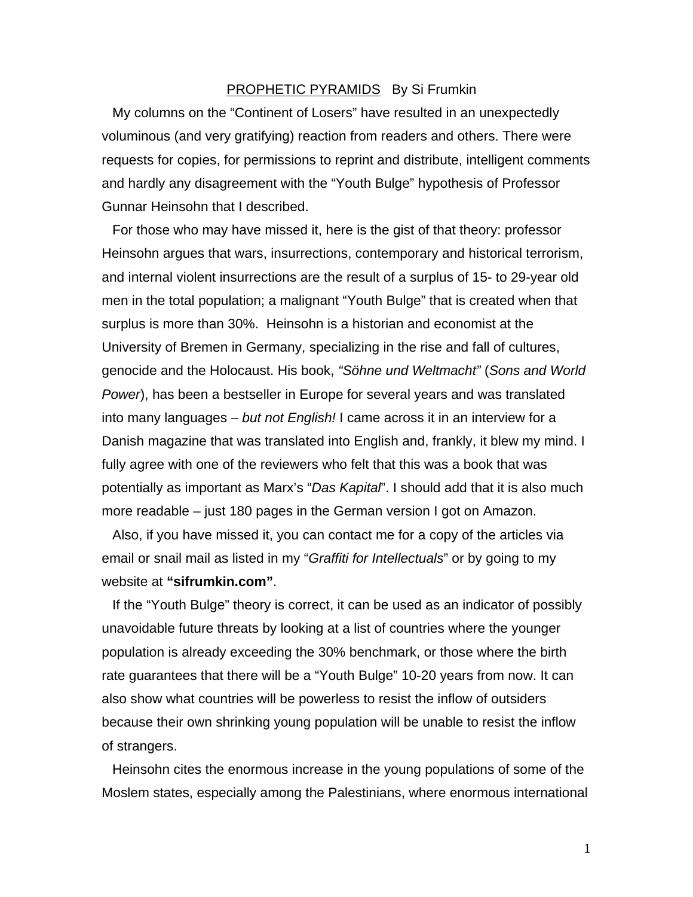# PROPHETIC PYRAMIDS   By Si Frumkin

My columns on the "Continent of Losers" have resulted in an unexpectedly voluminous (and very gratifying) reaction from readers and others. There were requests for copies, for permissions to reprint and distribute, intelligent comments and hardly any disagreement with the "Youth Bulge" hypothesis of Professor Gunnar Heinsohn that I described.

For those who may have missed it, here is the gist of that theory: professor Heinsohn argues that wars, insurrections, contemporary and historical terrorism, and internal violent insurrections are the result of a surplus of 15- to 29-year old men in the total population; a malignant "Youth Bulge" that is created when that surplus is more than 30%. Heinsohn is a historian and economist at the University of Bremen in Germany, specializing in the rise and fall of cultures, genocide and the Holocaust. His book, *"Söhne und Weltmacht"* (*Sons and World Power*), has been a bestseller in Europe for several years and was translated into many languages – *but not English!* I came across it in an interview for a Danish magazine that was translated into English and, frankly, it blew my mind. I fully agree with one of the reviewers who felt that this was a book that was potentially as important as Marx's "*Das Kapital*". I should add that it is also much more readable – just 180 pages in the German version I got on Amazon.

Also, if you have missed it, you can contact me for a copy of the articles via email or snail mail as listed in my "*Graffiti for Intellectuals*" or by going to my website at **"sifrumkin.com"**.

If the "Youth Bulge" theory is correct, it can be used as an indicator of possibly unavoidable future threats by looking at a list of countries where the younger population is already exceeding the 30% benchmark, or those where the birth rate guarantees that there will be a "Youth Bulge" 10-20 years from now. It can also show what countries will be powerless to resist the inflow of outsiders because their own shrinking young population will be unable to resist the inflow of strangers.

Heinsohn cites the enormous increase in the young populations of some of the Moslem states, especially among the Palestinians, where enormous international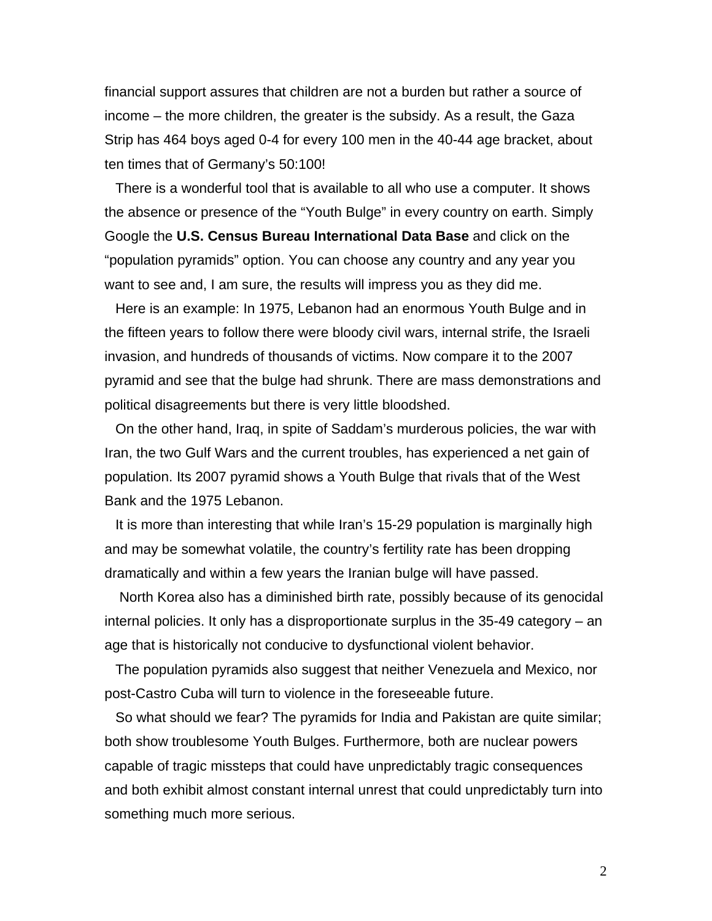financial support assures that children are not a burden but rather a source of income – the more children, the greater is the subsidy. As a result, the Gaza Strip has 464 boys aged 0-4 for every 100 men in the 40-44 age bracket, about ten times that of Germany's 50:100!

There is a wonderful tool that is available to all who use a computer. It shows the absence or presence of the "Youth Bulge" in every country on earth. Simply Google the **U.S. Census Bureau International Data Base** and click on the "population pyramids" option. You can choose any country and any year you want to see and, I am sure, the results will impress you as they did me.

Here is an example: In 1975, Lebanon had an enormous Youth Bulge and in the fifteen years to follow there were bloody civil wars, internal strife, the Israeli invasion, and hundreds of thousands of victims. Now compare it to the 2007 pyramid and see that the bulge had shrunk. There are mass demonstrations and political disagreements but there is very little bloodshed.

On the other hand, Iraq, in spite of Saddam's murderous policies, the war with Iran, the two Gulf Wars and the current troubles, has experienced a net gain of population. Its 2007 pyramid shows a Youth Bulge that rivals that of the West Bank and the 1975 Lebanon.

It is more than interesting that while Iran's 15-29 population is marginally high and may be somewhat volatile, the country's fertility rate has been dropping dramatically and within a few years the Iranian bulge will have passed.

North Korea also has a diminished birth rate, possibly because of its genocidal internal policies. It only has a disproportionate surplus in the 35-49 category – an age that is historically not conducive to dysfunctional violent behavior.

The population pyramids also suggest that neither Venezuela and Mexico, nor post-Castro Cuba will turn to violence in the foreseeable future.

So what should we fear? The pyramids for India and Pakistan are quite similar; both show troublesome Youth Bulges. Furthermore, both are nuclear powers capable of tragic missteps that could have unpredictably tragic consequences and both exhibit almost constant internal unrest that could unpredictably turn into something much more serious.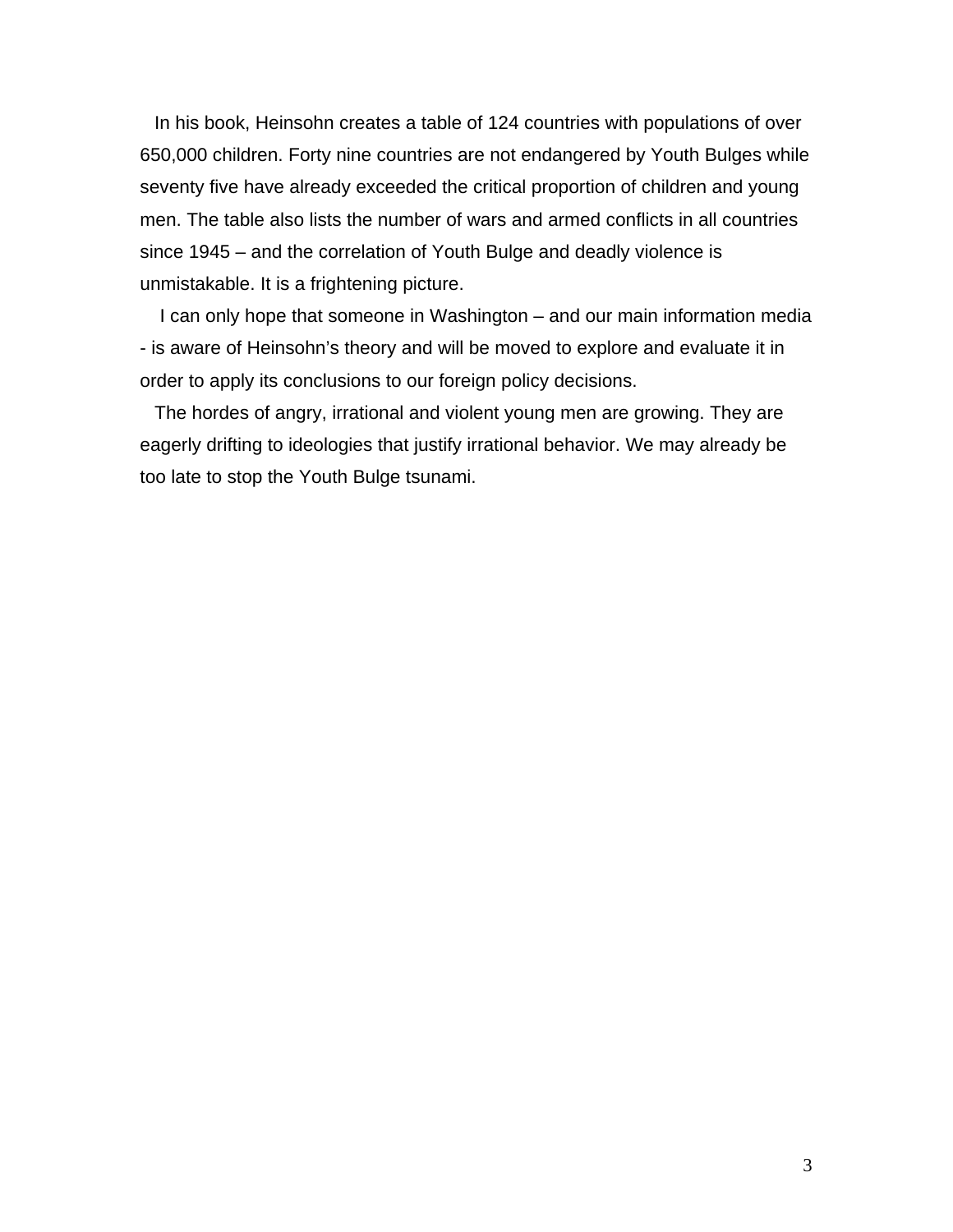In his book, Heinsohn creates a table of 124 countries with populations of over 650,000 children. Forty nine countries are not endangered by Youth Bulges while seventy five have already exceeded the critical proportion of children and young men. The table also lists the number of wars and armed conflicts in all countries since 1945 – and the correlation of Youth Bulge and deadly violence is unmistakable. It is a frightening picture.

I can only hope that someone in Washington – and our main information media - is aware of Heinsohn's theory and will be moved to explore and evaluate it in order to apply its conclusions to our foreign policy decisions.

The hordes of angry, irrational and violent young men are growing. They are eagerly drifting to ideologies that justify irrational behavior. We may already be too late to stop the Youth Bulge tsunami.